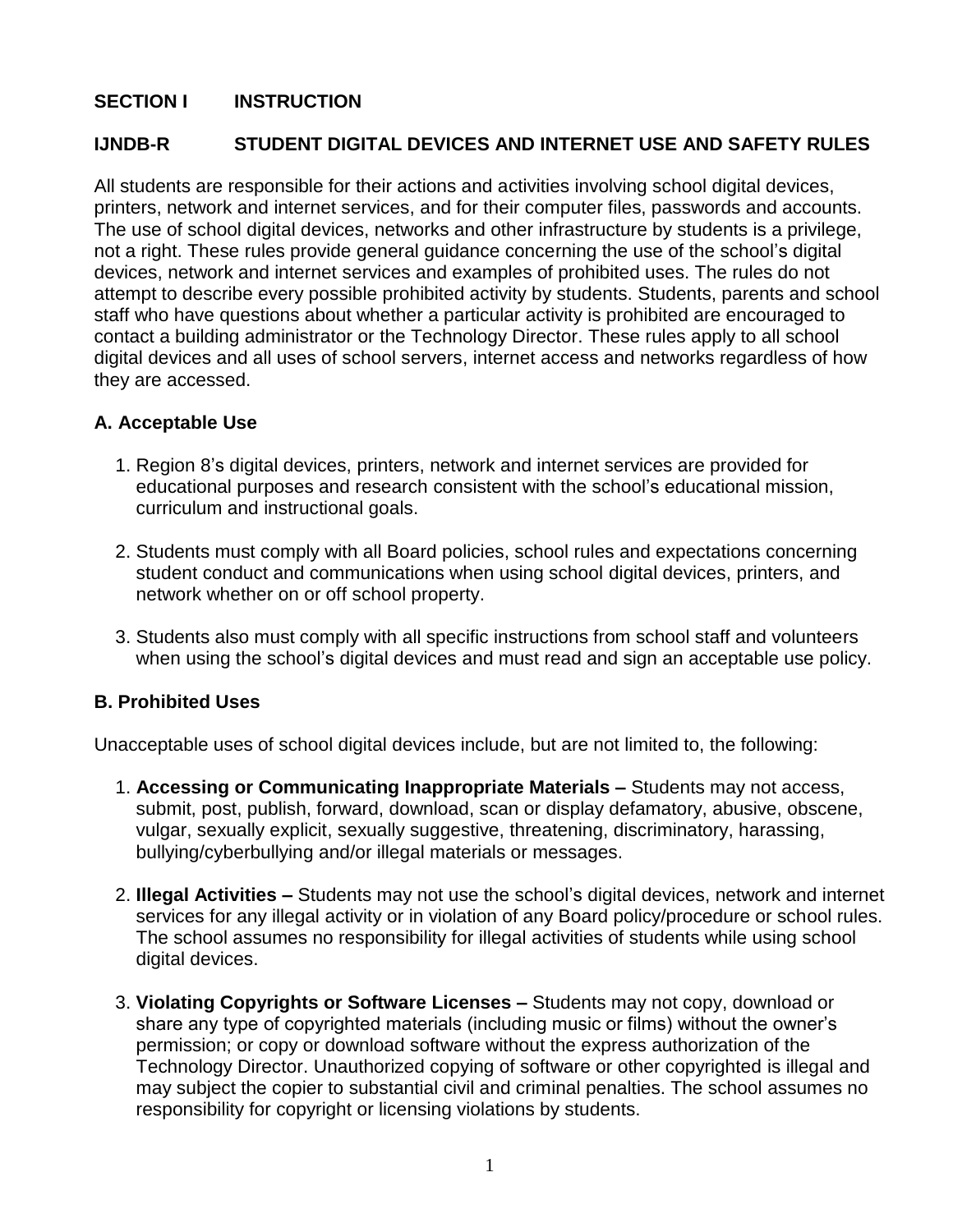## SECTION I INSTRUCTION

## IJNDB-R STUDENT DIGITAL DEVICES AND INTERNET USE AND SAFETY RULES

All students are responsible for their actions and activities involving school digital devices, printers, network and internet services, and for their computer files, passwords and accounts. The use of school digital devices, networks and other infrastructure by students is a privilege, not a right. These rules provide general guidance concerning the use of the school's digital devices, network and internet services and examples of prohibited uses. The rules do not attempt to describe every possible prohibited activity by students. Students, parents and school staff who have questions about whether a particular activity is prohibited are encouraged to contact a building administrator or the Technology Director. These rules apply to all school digital devices and all uses of school servers, internet access and networks regardless of how they are accessed.

### A. Acceptable Use

1. Region 8's digital devices, printers, network and internet services are provided for educational purposes and research consistent with the school's educational mission, curriculum and instructional goals.

2. Students must comply with all Board policies, school rules and expectations concerning student conduct and communications when using school digital devices, printers, and network whether on or off school property.

3. Students also must comply with all specific instructions from school staff and volunteers when using the school's digital devices and must read and sign an acceptable use policy.

### B. Prohibited Uses

Unacceptable uses of school digital devices include, but are not limited to, the following:

1. **Accessing or Communicating Inappropriate Materials –** Students may not access, submit, post, publish, forward, download, scan or display defamatory, abusive, obscene, vulgar, sexually explicit, sexually suggestive, threatening, discriminatory, harassing, bullying/cyberbullying and/or illegal materials or messages.

2. **Illegal Activities –** Students may not use the school's digital devices, network and internet services for any illegal activity or in violation of any Board policy/procedure or school rules. The school assumes no responsibility for illegal activities of students while using school digital devices.

3. **Violating Copyrights or Software Licenses –** Students may not copy, download or share any type of copyrighted materials (including music or films) without the owner's permission; or copy or download software without the express authorization of the Technology Director. Unauthorized copying of software or other copyrighted is illegal and may subject the copier to substantial civil and criminal penalties. The school assumes no responsibility for copyright or licensing violations by students.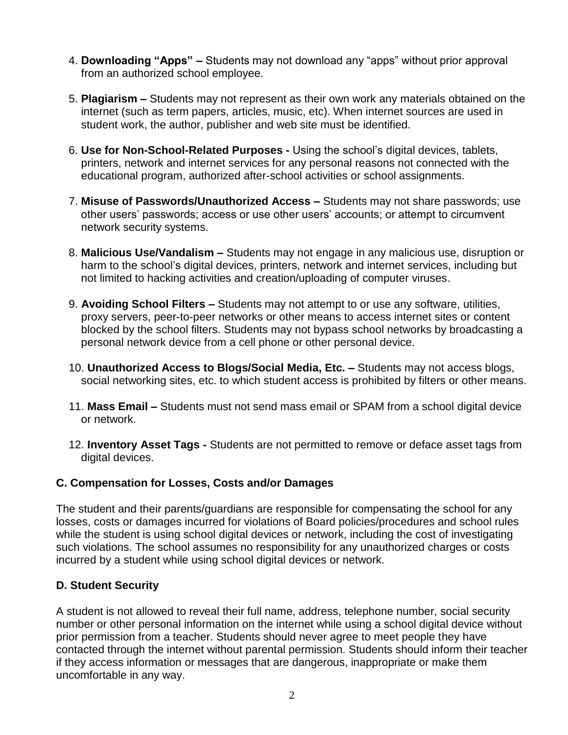4. **Downloading "Apps" –** Students may not download any "apps" without prior approval from an authorized school employee.

5. **Plagiarism –** Students may not represent as their own work any materials obtained on the internet (such as term papers, articles, music, etc). When internet sources are used in student work, the author, publisher and web site must be identified.

6. **Use for Non-School-Related Purposes -** Using the school's digital devices, tablets, printers, network and internet services for any personal reasons not connected with the educational program, authorized after-school activities or school assignments.

7. **Misuse of Passwords/Unauthorized Access –** Students may not share passwords; use other users' passwords; access or use other users' accounts; or attempt to circumvent network security systems.

8. **Malicious Use/Vandalism –** Students may not engage in any malicious use, disruption or harm to the school's digital devices, printers, network and internet services, including but not limited to hacking activities and creation/uploading of computer viruses.

9. **Avoiding School Filters –** Students may not attempt to or use any software, utilities, proxy servers, peer-to-peer networks or other means to access internet sites or content blocked by the school filters. Students may not bypass school networks by broadcasting a personal network device from a cell phone or other personal device.

10. **Unauthorized Access to Blogs/Social Media, Etc. –** Students may not access blogs, social networking sites, etc. to which student access is prohibited by filters or other means.

11. **Mass Email –** Students must not send mass email or SPAM from a school digital device or network.

12. **Inventory Asset Tags -** Students are not permitted to remove or deface asset tags from digital devices.

### C. Compensation for Losses, Costs and/or Damages

The student and their parents/guardians are responsible for compensating the school for any losses, costs or damages incurred for violations of Board policies/procedures and school rules while the student is using school digital devices or network, including the cost of investigating such violations. The school assumes no responsibility for any unauthorized charges or costs incurred by a student while using school digital devices or network.

### D. Student Security

A student is not allowed to reveal their full name, address, telephone number, social security number or other personal information on the internet while using a school digital device without prior permission from a teacher. Students should never agree to meet people they have contacted through the internet without parental permission. Students should inform their teacher if they access information or messages that are dangerous, inappropriate or make them uncomfortable in any way.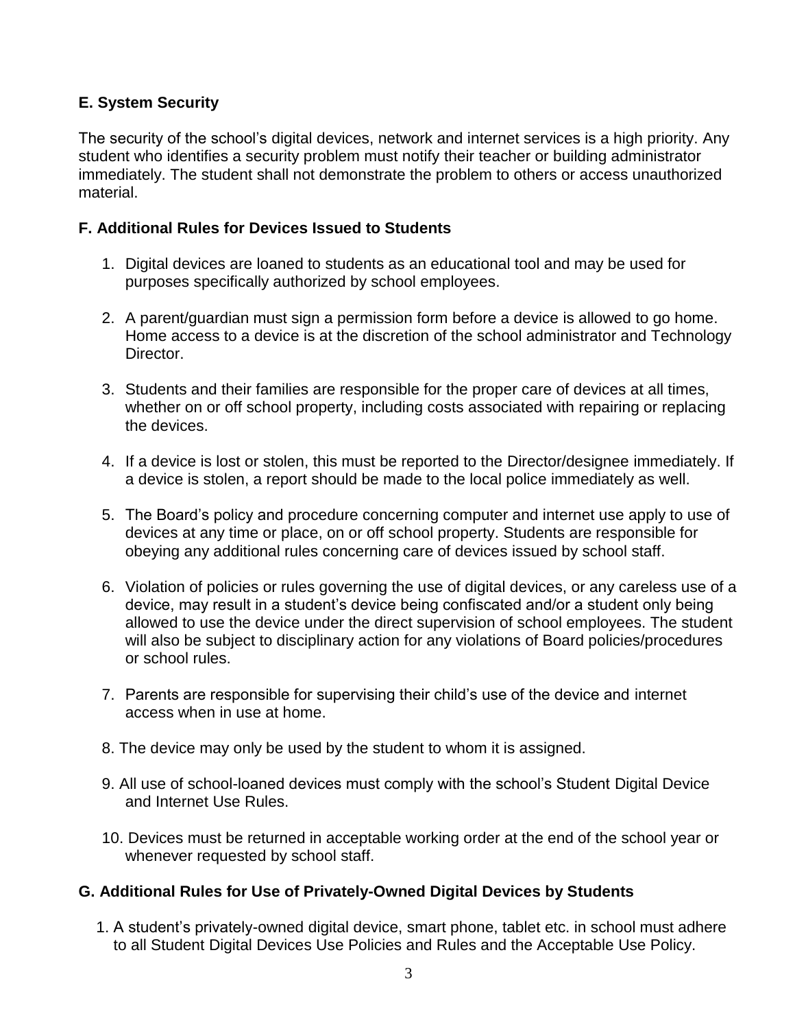### E. System Security

The security of the school's digital devices, network and internet services is a high priority. Any student who identifies a security problem must notify their teacher or building administrator immediately. The student shall not demonstrate the problem to others or access unauthorized material.

### F. Additional Rules for Devices Issued to Students

1. Digital devices are loaned to students as an educational tool and may be used for purposes specifically authorized by school employees.

2. A parent/guardian must sign a permission form before a device is allowed to go home. Home access to a device is at the discretion of the school administrator and Technology Director.

3. Students and their families are responsible for the proper care of devices at all times, whether on or off school property, including costs associated with repairing or replacing the devices.

4. If a device is lost or stolen, this must be reported to the Director/designee immediately. If a device is stolen, a report should be made to the local police immediately as well.

5. The Board's policy and procedure concerning computer and internet use apply to use of devices at any time or place, on or off school property. Students are responsible for obeying any additional rules concerning care of devices issued by school staff.

6. Violation of policies or rules governing the use of digital devices, or any careless use of a device, may result in a student's device being confiscated and/or a student only being allowed to use the device under the direct supervision of school employees. The student will also be subject to disciplinary action for any violations of Board policies/procedures or school rules.

7. Parents are responsible for supervising their child's use of the device and internet access when in use at home.

8. The device may only be used by the student to whom it is assigned.

9. All use of school-loaned devices must comply with the school's Student Digital Device and Internet Use Rules.

10. Devices must be returned in acceptable working order at the end of the school year or whenever requested by school staff.

### G. Additional Rules for Use of Privately-Owned Digital Devices by Students

1. A student's privately-owned digital device, smart phone, tablet etc. in school must adhere to all Student Digital Devices Use Policies and Rules and the Acceptable Use Policy.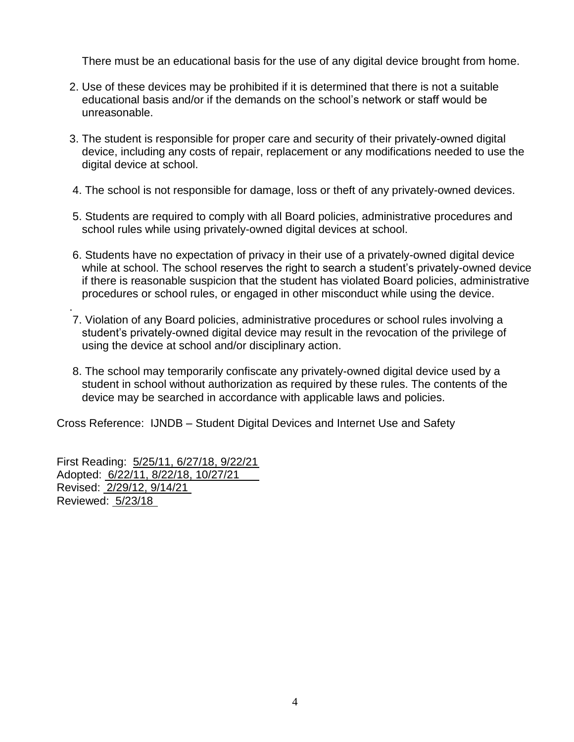There must be an educational basis for the use of any digital device brought from home.

2. Use of these devices may be prohibited if it is determined that there is not a suitable educational basis and/or if the demands on the school's network or staff would be unreasonable.

3. The student is responsible for proper care and security of their privately-owned digital device, including any costs of repair, replacement or any modifications needed to use the digital device at school.

4. The school is not responsible for damage, loss or theft of any privately-owned devices.

5. Students are required to comply with all Board policies, administrative procedures and school rules while using privately-owned digital devices at school.

6. Students have no expectation of privacy in their use of a privately-owned digital device while at school. The school reserves the right to search a student's privately-owned device if there is reasonable suspicion that the student has violated Board policies, administrative procedures or school rules, or engaged in other misconduct while using the device.

7. Violation of any Board policies, administrative procedures or school rules involving a student's privately-owned digital device may result in the revocation of the privilege of using the device at school and/or disciplinary action.

8. The school may temporarily confiscate any privately-owned digital device used by a student in school without authorization as required by these rules. The contents of the device may be searched in accordance with applicable laws and policies.

Cross Reference: IJNDB – Student Digital Devices and Internet Use and Safety

First Reading: 5/25/11, 6/27/18, 9/22/21
Adopted: 6/22/11, 8/22/18, 10/27/21
Revised: 2/29/12, 9/14/21
Reviewed: 5/23/18